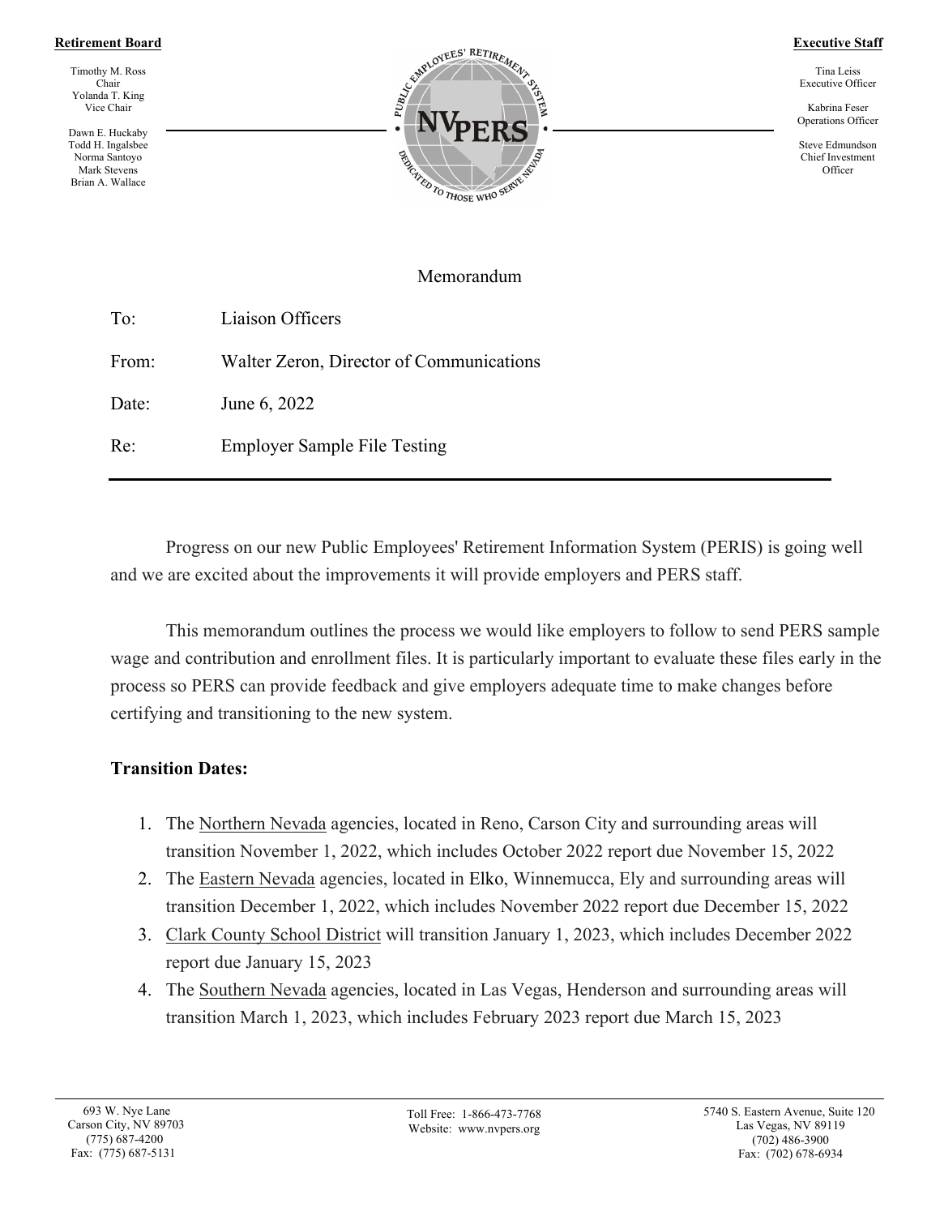**Retirement Board**

Timothy M. Ross
Chair
Yolanda T. King
Vice Chair

Dawn E. Huckaby
Todd H. Ingalsbee
Norma Santoyo
Mark Stevens
Brian A. Wallace

**Executive Staff**

Tina Leiss
Executive Officer

Kabrina Feser
Operations Officer

Steve Edmundson
Chief Investment Officer

PUBLIC EMPLOYEES' RETIREMENT SYSTEM
NVPERS
DEDICATED TO THOSE WHO SERVE NEVADA

Memorandum

| | |
|---|---|
| To: | Liaison Officers |
| From: | Walter Zeron, Director of Communications |
| Date: | June 6, 2022 |
| Re: | Employer Sample File Testing |

---

Progress on our new Public Employees' Retirement Information System (PERIS) is going well and we are excited about the improvements it will provide employers and PERS staff.

This memorandum outlines the process we would like employers to follow to send PERS sample wage and contribution and enrollment files. It is particularly important to evaluate these files early in the process so PERS can provide feedback and give employers adequate time to make changes before certifying and transitioning to the new system.

**Transition Dates:**

1. The Northern Nevada agencies, located in Reno, Carson City and surrounding areas will transition November 1, 2022, which includes October 2022 report due November 15, 2022
2. The Eastern Nevada agencies, located in Elko, Winnemucca, Ely and surrounding areas will transition December 1, 2022, which includes November 2022 report due December 15, 2022
3. Clark County School District will transition January 1, 2023, which includes December 2022 report due January 15, 2023
4. The Southern Nevada agencies, located in Las Vegas, Henderson and surrounding areas will transition March 1, 2023, which includes February 2023 report due March 15, 2023

693 W. Nye Lane
Carson City, NV 89703
(775) 687-4200
Fax: (775) 687-5131

Toll Free: 1-866-473-7768
Website: www.nvpers.org

5740 S. Eastern Avenue, Suite 120
Las Vegas, NV 89119
(702) 486-3900
Fax: (702) 678-6934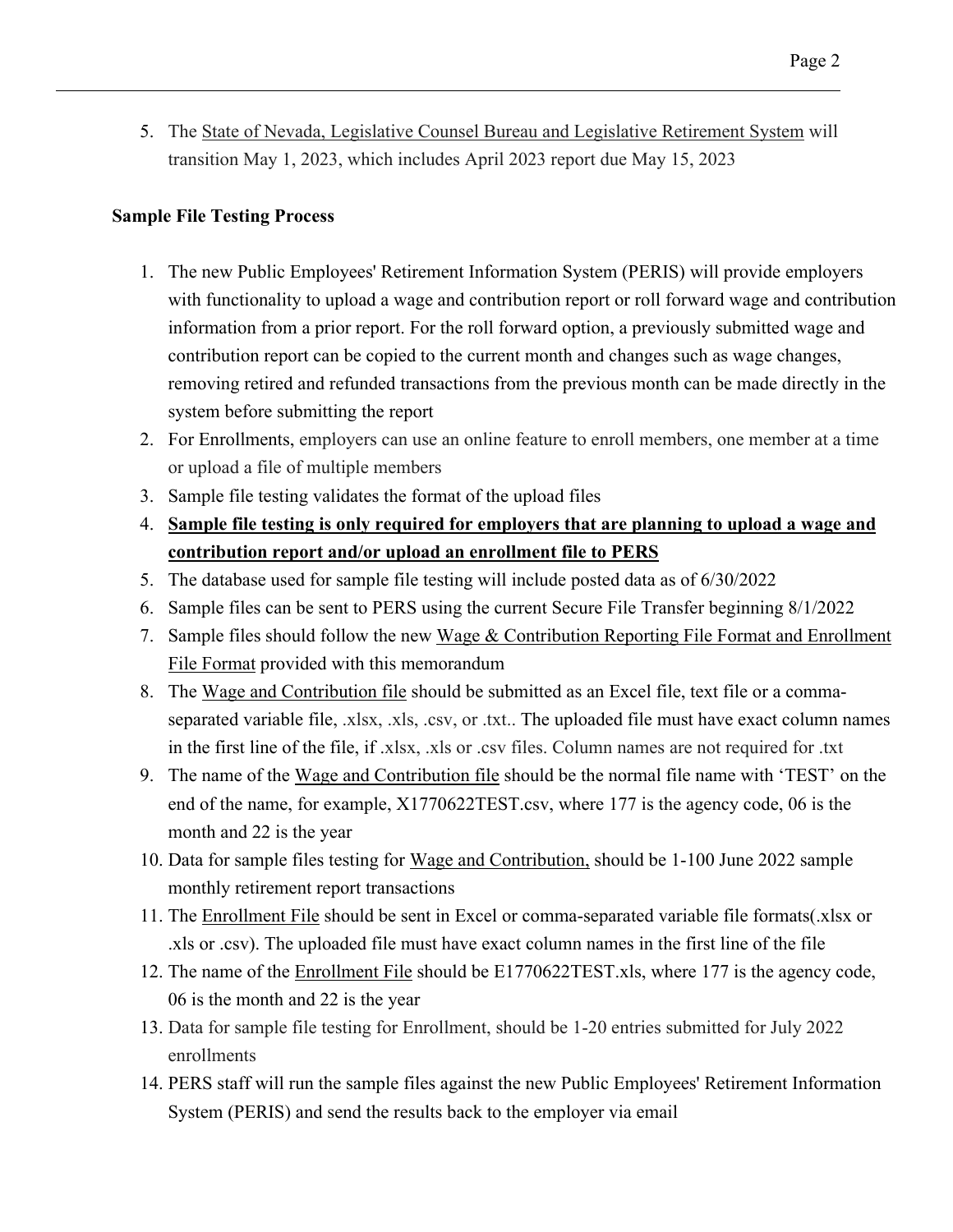5. The State of Nevada, Legislative Counsel Bureau and Legislative Retirement System will transition May 1, 2023, which includes April 2023 report due May 15, 2023

**Sample File Testing Process**

1. The new Public Employees' Retirement Information System (PERIS) will provide employers with functionality to upload a wage and contribution report or roll forward wage and contribution information from a prior report. For the roll forward option, a previously submitted wage and contribution report can be copied to the current month and changes such as wage changes, removing retired and refunded transactions from the previous month can be made directly in the system before submitting the report
2. For Enrollments, employers can use an online feature to enroll members, one member at a time or upload a file of multiple members
3. Sample file testing validates the format of the upload files
4. **Sample file testing is only required for employers that are planning to upload a wage and contribution report and/or upload an enrollment file to PERS**
5. The database used for sample file testing will include posted data as of 6/30/2022
6. Sample files can be sent to PERS using the current Secure File Transfer beginning 8/1/2022
7. Sample files should follow the new Wage & Contribution Reporting File Format and Enrollment File Format provided with this memorandum
8. The Wage and Contribution file should be submitted as an Excel file, text file or a comma-separated variable file, .xlsx, .xls, .csv, or .txt.. The uploaded file must have exact column names in the first line of the file, if .xlsx, .xls or .csv files. Column names are not required for .txt
9. The name of the Wage and Contribution file should be the normal file name with 'TEST' on the end of the name, for example, X1770622TEST.csv, where 177 is the agency code, 06 is the month and 22 is the year
10. Data for sample files testing for Wage and Contribution, should be 1-100 June 2022 sample monthly retirement report transactions
11. The Enrollment File should be sent in Excel or comma-separated variable file formats(.xlsx or .xls or .csv). The uploaded file must have exact column names in the first line of the file
12. The name of the Enrollment File should be E1770622TEST.xls, where 177 is the agency code, 06 is the month and 22 is the year
13. Data for sample file testing for Enrollment, should be 1-20 entries submitted for July 2022 enrollments
14. PERS staff will run the sample files against the new Public Employees' Retirement Information System (PERIS) and send the results back to the employer via email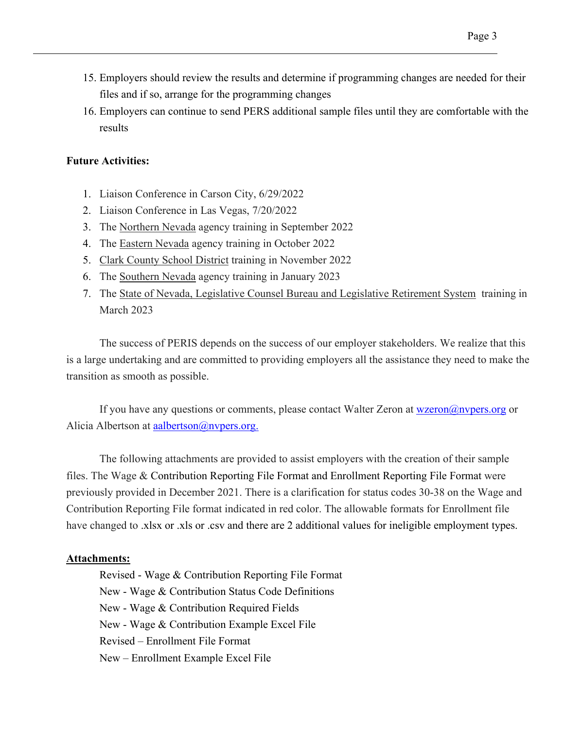15. Employers should review the results and determine if programming changes are needed for their files and if so, arrange for the programming changes
16. Employers can continue to send PERS additional sample files until they are comfortable with the results

**Future Activities:**

1. Liaison Conference in Carson City, 6/29/2022
2. Liaison Conference in Las Vegas, 7/20/2022
3. The Northern Nevada agency training in September 2022
4. The Eastern Nevada agency training in October 2022
5. Clark County School District training in November 2022
6. The Southern Nevada agency training in January 2023
7. The State of Nevada, Legislative Counsel Bureau and Legislative Retirement System training in March 2023

The success of PERIS depends on the success of our employer stakeholders. We realize that this is a large undertaking and are committed to providing employers all the assistance they need to make the transition as smooth as possible.

If you have any questions or comments, please contact Walter Zeron at wzeron@nvpers.org or Alicia Albertson at aalbertson@nvpers.org.

The following attachments are provided to assist employers with the creation of their sample files. The Wage & Contribution Reporting File Format and Enrollment Reporting File Format were previously provided in December 2021. There is a clarification for status codes 30-38 on the Wage and Contribution Reporting File format indicated in red color. The allowable formats for Enrollment file have changed to .xlsx or .xls or .csv and there are 2 additional values for ineligible employment types.

**Attachments:**

Revised - Wage & Contribution Reporting File Format
New - Wage & Contribution Status Code Definitions
New - Wage & Contribution Required Fields
New - Wage & Contribution Example Excel File
Revised – Enrollment File Format
New – Enrollment Example Excel File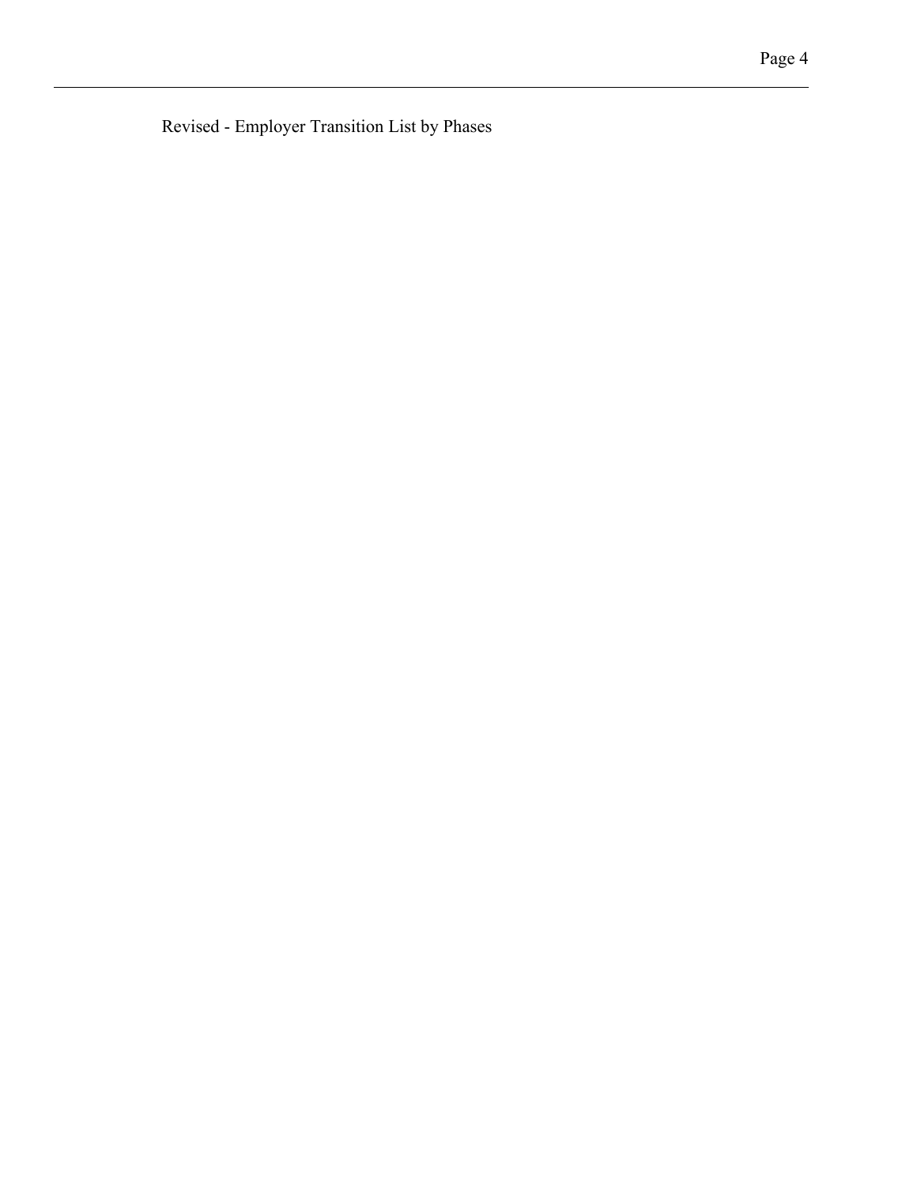Revised - Employer Transition List by Phases